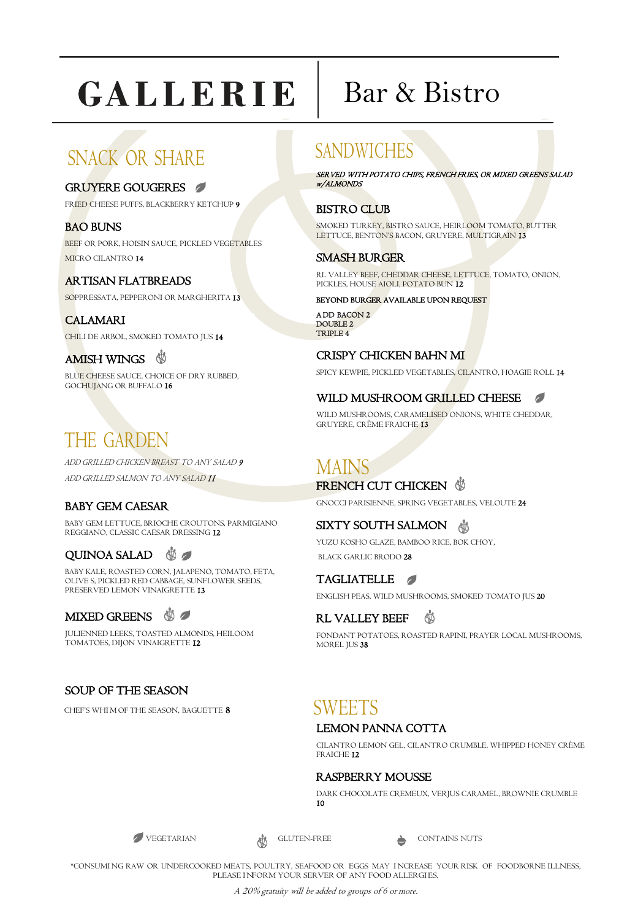# GALLERIE | Bar & Bistro

## SNACK OR SHARE

### GRUYERE GOUGERES (Vegetarian)

FRIED CHEESE PUFFS, BLACKBERRY KETCHUP **9**

### BAO BUNS

BEEF OR PORK, HOISIN SAUCE, PICKLED VEGETABLES

MICRO CILANTRO **14**

### ARTISAN FLATBREADS

SOPPRESSATA, PEPPERONI OR MARGHERITA **13**

### CALAMARI

CHILI DE ARBOL, SMOKED TOMATO JUS **14**

### AMISH WINGS (Gluten-Free)

BLUE CHEESE SAUCE, CHOICE OF DRY RUBBED, GOCHUJANG OR BUFFALO **16**

## THE GARDEN

*ADD GRILLED CHICKEN BREAST TO ANY SALAD **9***

*ADD GRILLED SALMON TO ANY SALAD **11***

### BABY GEM CAESAR

BABY GEM LETTUCE, BRIOCHE CROUTONS, PARMIGIANO REGGIANO, CLASSIC CAESAR DRESSING **12**

### QUINOA SALAD (Gluten-Free, Vegetarian)

BABY KALE, ROASTED CORN, JALAPENO, TOMATO, FETA, OLIVE S, PICKLED RED CABBAGE, SUNFLOWER SEEDS, PRESERVED LEMON VINAIGRETTE **13**

### MIXED GREENS (Gluten-Free, Vegetarian)

JULIENNED LEEKS, TOASTED ALMONDS, HEILOOM TOMATOES, DIJON VINAIGRETTE **12**

### SOUP OF THE SEASON

CHEF'S WHIM OF THE SEASON, BAGUETTE **8**

## SANDWICHES

***SERVED WITH POTATO CHIPS, FRENCH FRIES, OR MIXED GREENS SALAD w/ALMONDS***

### BISTRO CLUB

SMOKED TURKEY, BISTRO SAUCE, HEIRLOOM TOMATO, BUTTER LETTUCE, BENTON'S BACON, GRUYERE, MULTIGRAIN **13**

### SMASH BURGER

RL VALLEY BEEF, CHEDDAR CHEESE, LETTUCE, TOMATO, ONION, PICKLES, HOUSE AIOLI, POTATO BUN **12**

BEYOND BURGER AVAILABLE UPON REQUEST

ADD BACON 2
DOUBLE 2
TRIPLE 4

### CRISPY CHICKEN BAHN MI

SPICY KEWPIE, PICKLED VEGETABLES, CILANTRO, HOAGIE ROLL **14**

### WILD MUSHROOM GRILLED CHEESE (Vegetarian)

WILD MUSHROOMS, CARAMELISED ONIONS, WHITE CHEDDAR, GRUYERE, CRÈME FRAICHE **13**

## MAINS

### FRENCH CUT CHICKEN (Gluten-Free)

GNOCCI PARISIENNE, SPRING VEGETABLES, VELOUTE **24**

### SIXTY SOUTH SALMON (Gluten-Free)

YUZU KOSHO GLAZE, BAMBOO RICE, BOK CHOY,

BLACK GARLIC BRODO **28**

### TAGLIATELLE (Vegetarian)

ENGLISH PEAS, WILD MUSHROOMS, SMOKED TOMATO JUS **20**

### RL VALLEY BEEF (Gluten-Free)

FONDANT POTATOES, ROASTED RAPINI, PRAYER LOCAL MUSHROOMS, MOREL JUS **38**

## SWEETS

### LEMON PANNA COTTA

CILANTRO LEMON GEL, CILANTRO CRUMBLE, WHIPPED HONEY CRÈME FRAICHE **12**

### RASPBERRY MOUSSE

DARK CHOCOLATE CREMEUX, VERJUS CARAMEL, BROWNIE CRUMBLE **10**

VEGETARIAN | GLUTEN-FREE | CONTAINS NUTS

*CONSUMING RAW OR UNDERCOOKED MEATS, POULTRY, SEAFOOD OR EGGS MAY INCREASE YOUR RISK OF FOODBORNE ILLNESS, PLEASE INFORM YOUR SERVER OF ANY FOOD ALLERGIES.

*A 20% gratuity will be added to groups of 6 or more.*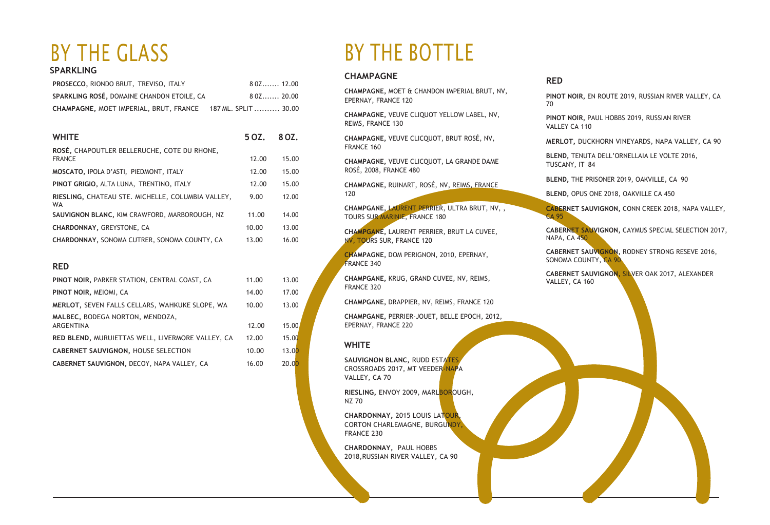# BY THE GLASS

## SPARKLING

| | |
|---|---|
| **PROSECCO,** RIONDO BRUT, TREVISO, ITALY | 8 OZ....... 12.00 |
| **SPARKLING ROSÉ,** DOMAINE CHANDON ETOILE, CA | 8 OZ....... 20.00 |
| **CHAMPAGNE,** MOET IMPERIAL, BRUT, FRANCE | 187 ML. SPLIT .......... 30.00 |

| WHITE | 5 OZ. | 8 OZ. |
|---|---|---|
| **ROSÉ,** CHAPOUTLER BELLERUCHE, COTE DU RHONE, FRANCE | 12.00 | 15.00 |
| **MOSCATO,** IPOLA D'ASTI, PIEDMONT, ITALY | 12.00 | 15.00 |
| **PINOT GRIGIO,** ALTA LUNA, TRENTINO, ITALY | 12.00 | 15.00 |
| **RIESLING,** CHATEAU STE. MICHELLE, COLUMBIA VALLEY, WA | 9.00 | 12.00 |
| **SAUVIGNON BLANC,** KIM CRAWFORD, MARBOROUGH, NZ | 11.00 | 14.00 |
| **CHARDONNAY,** GREYSTONE, CA | 10.00 | 13.00 |
| **CHARDONNAY,** SONOMA CUTRER, SONOMA COUNTY, CA | 13.00 | 16.00 |

| RED | | |
|---|---|---|
| **PINOT NOIR,** PARKER STATION, CENTRAL COAST, CA | 11.00 | 13.00 |
| **PINOT NOIR,** MEIOMI, CA | 14.00 | 17.00 |
| **MERLOT,** SEVEN FALLS CELLARS, WAHKUKE SLOPE, WA | 10.00 | 13.00 |
| **MALBEC,** BODEGA NORTON, MENDOZA, ARGENTINA | 12.00 | 15.00 |
| **RED BLEND,** MURUIETTAS WELL, LIVERMORE VALLEY, CA | 12.00 | 15.00 |
| **CABERNET SAUVIGNON,** HOUSE SELECTION | 10.00 | 13.00 |
| **CABERNET SAUVIGNON,** DECOY, NAPA VALLEY, CA | 16.00 | 20.00 |

# BY THE BOTTLE

## CHAMPAGNE

**CHAMPAGNE,** MOET & CHANDON IMPERIAL BRUT, NV, EPERNAY, FRANCE 120

**CHAMPAGNE,** VEUVE CLIQUOT YELLOW LABEL, NV, REIMS, FRANCE 130

**CHAMPAGNE,** VEUVE CLICQUOT, BRUT ROSÉ, NV, FRANCE 160

**CHAMPAGNE,** VEUVE CLICQUOT, LA GRANDE DAME ROSÉ, 2008, FRANCE 480

**CHAMPAGNE,** RUINART, ROSÉ, NV, REIMS, FRANCE 120

**CHAMPGANE,** LAURENT PERRIER, ULTRA BRUT, NV, , TOURS SUR MARINIE, FRANCE 180

**CHAMPGANE,** LAURENT PERRIER, BRUT LA CUVEE, NV, TOURS SUR, FRANCE 120

**CHAMPAGNE,** DOM PERIGNON, 2010, EPERNAY, FRANCE 340

**CHAMPGANE,** KRUG, GRAND CUVEE, NV, REIMS, FRANCE 320

**CHAMPGANE,** DRAPPIER, NV, REIMS, FRANCE 120

**CHAMPGANE,** PERRIER-JOUET, BELLE EPOCH, 2012, EPERNAY, FRANCE 220

## WHITE

**SAUVIGNON BLANC,** RUDD ESTATES CROSSROADS 2017, MT VEEDER-NAPA VALLEY, CA 70

**RIESLING,** ENVOY 2009, MARLBOROUGH, NZ 70

**CHARDONNAY,** 2015 LOUIS LATOUR, CORTON CHARLEMAGNE, BURGUNDY, FRANCE 230

**CHARDONNAY,** PAUL HOBBS 2018,RUSSIAN RIVER VALLEY, CA 90

## RED

**PINOT NOIR,** EN ROUTE 2019, RUSSIAN RIVER VALLEY, CA 70

**PINOT NOIR,** PAUL HOBBS 2019, RUSSIAN RIVER VALLEY CA 110

**MERLOT,** DUCKHORN VINEYARDS, NAPA VALLEY, CA 90

**BLEND,** TENUTA DELL'ORNELLAIA LE VOLTE 2016, TUSCANY, IT 84

**BLEND,** THE PRISONER 2019, OAKVILLE, CA 90

**BLEND,** OPUS ONE 2018, OAKVILLE CA 450

**CABERNET SAUVIGNON,** CONN CREEK 2018, NAPA VALLEY, CA 95

**CABERNET SAUVIGNON,** CAYMUS SPECIAL SELECTION 2017, NAPA, CA 450

**CABERNET SAUVIGNON,** RODNEY STRONG RESEVE 2016, SONOMA COUNTY, CA 90

**CABERNET SAUVIGNON,** SILVER OAK 2017, ALEXANDER VALLEY, CA 160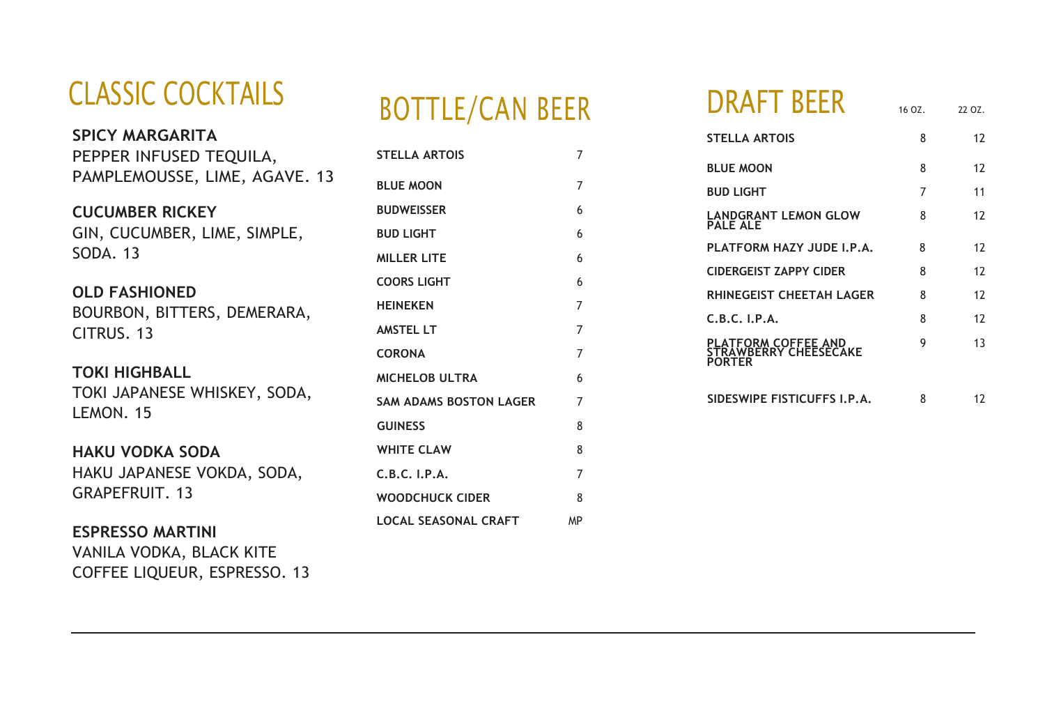# CLASSIC COCKTAILS

**SPICY MARGARITA**
PEPPER INFUSED TEQUILA, PAMPLEMOUSSE, LIME, AGAVE. 13

**CUCUMBER RICKEY**
GIN, CUCUMBER, LIME, SIMPLE, SODA. 13

**OLD FASHIONED**
BOURBON, BITTERS, DEMERARA, CITRUS. 13

**TOKI HIGHBALL**
TOKI JAPANESE WHISKEY, SODA, LEMON. 15

**HAKU VODKA SODA**
HAKU JAPANESE VOKDA, SODA, GRAPEFRUIT. 13

**ESPRESSO MARTINI**
VANILA VODKA, BLACK KITE COFFEE LIQUEUR, ESPRESSO. 13

# BOTTLE/CAN BEER

| | |
|---|---|
| **STELLA ARTOIS** | 7 |
| **BLUE MOON** | 7 |
| **BUDWEISSER** | 6 |
| **BUD LIGHT** | 6 |
| **MILLER LITE** | 6 |
| **COORS LIGHT** | 6 |
| **HEINEKEN** | 7 |
| **AMSTEL LT** | 7 |
| **CORONA** | 7 |
| **MICHELOB ULTRA** | 6 |
| **SAM ADAMS BOSTON LAGER** | 7 |
| **GUINESS** | 8 |
| **WHITE CLAW** | 8 |
| **C.B.C. I.P.A.** | 7 |
| **WOODCHUCK CIDER** | 8 |
| **LOCAL SEASONAL CRAFT** | MP |

# DRAFT BEER

| | 16 OZ. | 22 OZ. |
|---|---|---|
| **STELLA ARTOIS** | 8 | 12 |
| **BLUE MOON** | 8 | 12 |
| **BUD LIGHT** | 7 | 11 |
| **LANDGRANT LEMON GLOW PALE ALE** | 8 | 12 |
| **PLATFORM HAZY JUDE I.P.A.** | 8 | 12 |
| **CIDERGEIST ZAPPY CIDER** | 8 | 12 |
| **RHINEGEIST CHEETAH LAGER** | 8 | 12 |
| **C.B.C. I.P.A.** | 8 | 12 |
| **PLATFORM COFFEE AND STRAWBERRY CHEESECAKE PORTER** | 9 | 13 |
| **SIDESWIPE FISTICUFFS I.P.A.** | 8 | 12 |